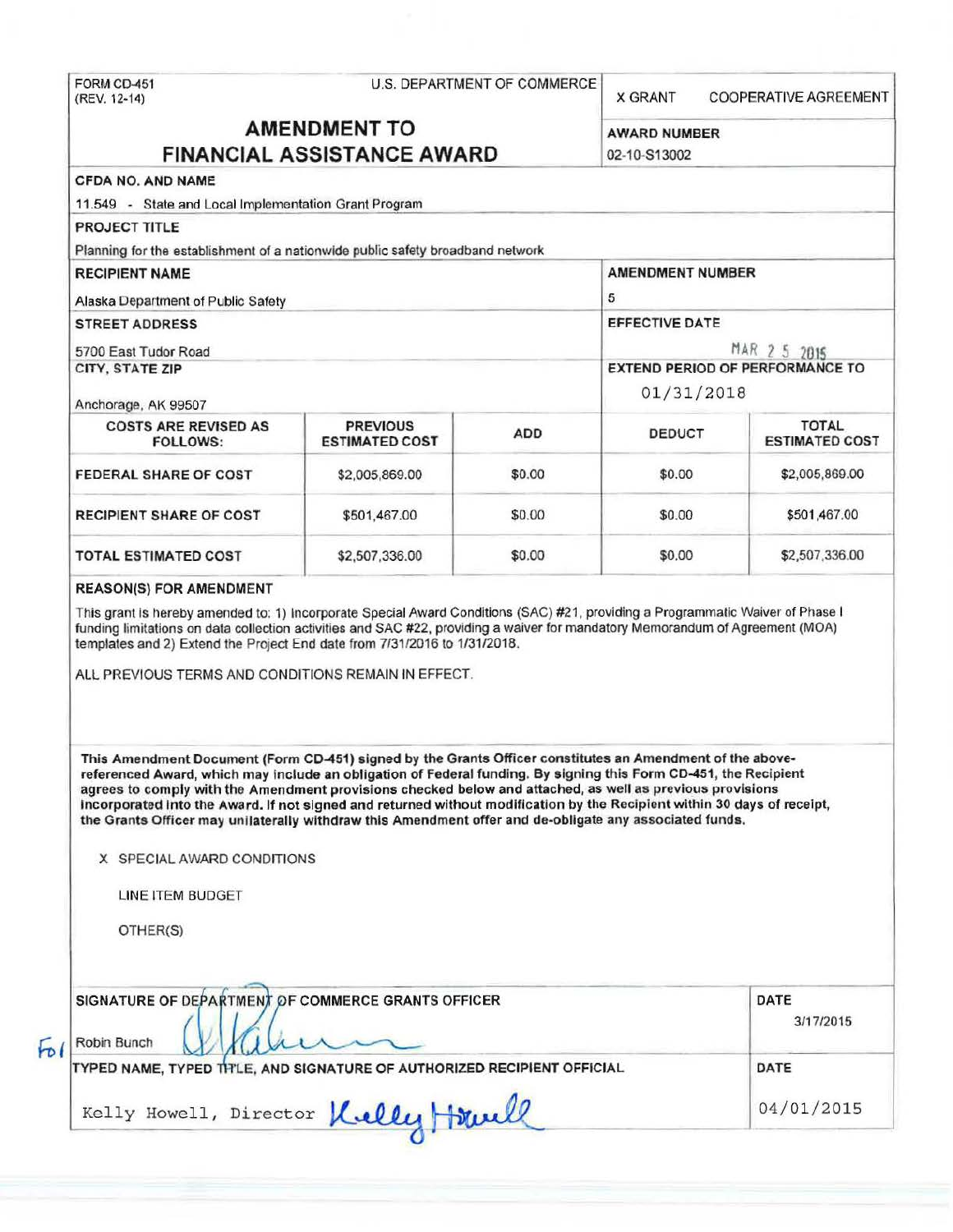FORM CD-451
(REV. 12-14)

U.S. DEPARTMENT OF COMMERCE

X GRANT COOPERATIVE AGREEMENT

# AMENDMENT TO FINANCIAL ASSISTANCE AWARD

**AWARD NUMBER**
02-10-S13002

**CFDA NO. AND NAME**
11.549 - State and Local Implementation Grant Program

**PROJECT TITLE**
Planning for the establishment of a nationwide public safety broadband network

**RECIPIENT NAME**
Alaska Department of Public Safety

**AMENDMENT NUMBER**
5

**STREET ADDRESS**
5700 East Tudor Road

**EFFECTIVE DATE**
MAR 25 2015

**CITY, STATE ZIP**
Anchorage, AK 99507

**EXTEND PERIOD OF PERFORMANCE TO**
01/31/2018

| COSTS ARE REVISED AS FOLLOWS: | PREVIOUS ESTIMATED COST | ADD | DEDUCT | TOTAL ESTIMATED COST |
|---|---|---|---|---|
| FEDERAL SHARE OF COST | $2,005,869.00 | $0.00 | $0.00 | $2,005,869.00 |
| RECIPIENT SHARE OF COST | $501,467.00 | $0.00 | $0.00 | $501,467.00 |
| TOTAL ESTIMATED COST | $2,507,336.00 | $0.00 | $0.00 | $2,507,336.00 |

**REASON(S) FOR AMENDMENT**

This grant is hereby amended to: 1) Incorporate Special Award Conditions (SAC) #21, providing a Programmatic Waiver of Phase I funding limitations on data collection activities and SAC #22, providing a waiver for mandatory Memorandum of Agreement (MOA) templates and 2) Extend the Project End date from 7/31/2016 to 1/31/2018.

ALL PREVIOUS TERMS AND CONDITIONS REMAIN IN EFFECT.

**This Amendment Document (Form CD-451) signed by the Grants Officer constitutes an Amendment of the above-referenced Award, which may include an obligation of Federal funding. By signing this Form CD-451, the Recipient agrees to comply with the Amendment provisions checked below and attached, as well as previous provisions incorporated into the Award. If not signed and returned without modification by the Recipient within 30 days of receipt, the Grants Officer may unilaterally withdraw this Amendment offer and de-obligate any associated funds.**

X SPECIAL AWARD CONDITIONS

LINE ITEM BUDGET

OTHER(S)

**SIGNATURE OF DEPARTMENT OF COMMERCE GRANTS OFFICER**

For Robin Bunch

**DATE**
3/17/2015

**TYPED NAME, TYPED TITLE, AND SIGNATURE OF AUTHORIZED RECIPIENT OFFICIAL**

Kelly Howell, Director Kelly Howell

**DATE**
04/01/2015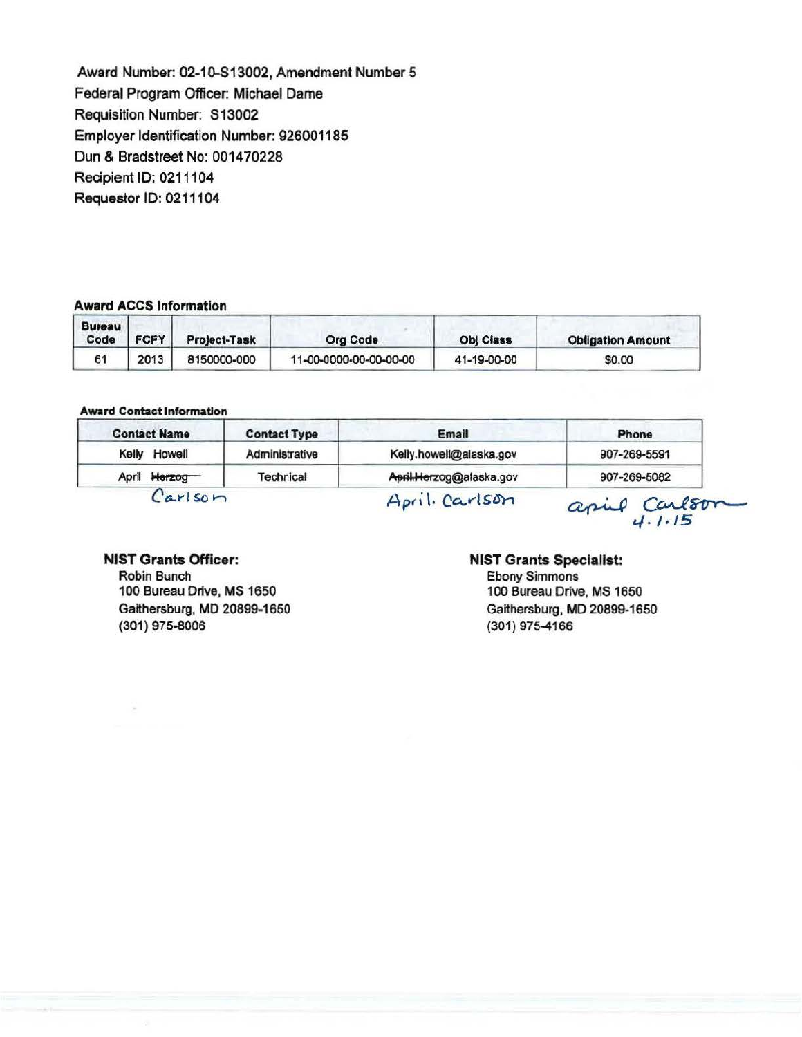Award Number: 02-10-S13002, Amendment Number 5
Federal Program Officer: Michael Dame
Requisition Number: S13002
Employer Identification Number: 926001185
Dun & Bradstreet No: 001470228
Recipient ID: 0211104
Requestor ID: 0211104

**Award ACCS Information**

| Bureau Code | FCFY | Project-Task | Org Code | Obj Class | Obligation Amount |
|---|---|---|---|---|---|
| 61 | 2013 | 8150000-000 | 11-00-0000-00-00-00-00 | 41-19-00-00 | $0.00 |

**Award Contact Information**

| Contact Name | Contact Type | Email | Phone |
|---|---|---|---|
| Kelly Howell | Administrative | Kelly.howell@alaska.gov | 907-269-5591 |
| April ~~Herzog~~ Carlson | Technical | ~~April.Herzog~~@alaska.gov April.Carlson | 907-269-5082 |

april Carlson 4.1.15

**NIST Grants Officer:**
Robin Bunch
100 Bureau Drive, MS 1650
Gaithersburg, MD 20899-1650
(301) 975-8006

**NIST Grants Specialist:**
Ebony Simmons
100 Bureau Drive, MS 1650
Gaithersburg, MD 20899-1650
(301) 975-4166